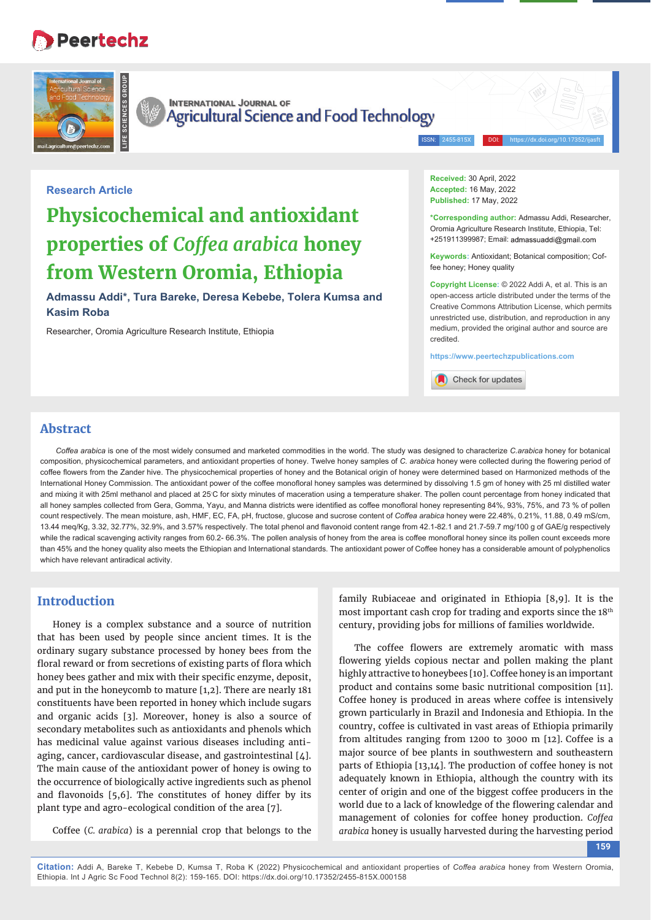Research Article

# Physicochemical and antioxidant properties of *Coffea arabica* honey from Western Oromia, Ethiopia

**Admassu Addi\*, Tura Bareke, Deresa Kebebe, Tolera Kumsa and Kasim Roba**

Researcher, Oromia Agriculture Research Institute, Ethiopia

**Received:** 30 April, 2022
**Accepted:** 16 May, 2022
**Published:** 17 May, 2022

**\*Corresponding author:** Admassu Addi, Researcher, Oromia Agriculture Research Institute, Ethiopia, Tel: +251911399987; Email: admassuaddi@gmail.com

**Keywords:** Antioxidant; Botanical composition; Coffee honey; Honey quality

**Copyright License:** © 2022 Addi A, et al. This is an open-access article distributed under the terms of the Creative Commons Attribution License, which permits unrestricted use, distribution, and reproduction in any medium, provided the original author and source are credited.

https://www.peertechzpublications.com

## Abstract

*Coffea arabica* is one of the most widely consumed and marketed commodities in the world. The study was designed to characterize *C.arabica* honey for botanical composition, physicochemical parameters, and antioxidant properties of honey. Twelve honey samples of *C. arabica* honey were collected during the flowering period of coffee flowers from the Zander hive. The physicochemical properties of honey and the Botanical origin of honey were determined based on Harmonized methods of the International Honey Commission. The antioxidant power of the coffee monofloral honey samples was determined by dissolving 1.5 gm of honey with 25 ml distilled water and mixing it with 25ml methanol and placed at 25°C for sixty minutes of maceration using a temperature shaker. The pollen count percentage from honey indicated that all honey samples collected from Gera, Gomma, Yayu, and Manna districts were identified as coffee monofloral honey representing 84%, 93%, 75%, and 73 % of pollen count respectively. The mean moisture, ash, HMF, EC, FA, pH, fructose, glucose and sucrose content of *Coffea arabica* honey were 22.48%, 0.21%, 11.88, 0.49 mS/cm, 13.44 meq/Kg, 3.32, 32.77%, 32.9%, and 3.57% respectively. The total phenol and flavonoid content range from 42.1-82.1 and 21.7-59.7 mg/100 g of GAE/g respectively while the radical scavenging activity ranges from 60.2- 66.3%. The pollen analysis of honey from the area is coffee monofloral honey since its pollen count exceeds more than 45% and the honey quality also meets the Ethiopian and International standards. The antioxidant power of Coffee honey has a considerable amount of polyphenolics which have relevant antiradical activity.

## Introduction

Honey is a complex substance and a source of nutrition that has been used by people since ancient times. It is the ordinary sugary substance processed by honey bees from the floral reward or from secretions of existing parts of flora which honey bees gather and mix with their specific enzyme, deposit, and put in the honeycomb to mature [1,2]. There are nearly 181 constituents have been reported in honey which include sugars and organic acids [3]. Moreover, honey is also a source of secondary metabolites such as antioxidants and phenols which has medicinal value against various diseases including anti-aging, cancer, cardiovascular disease, and gastrointestinal [4]. The main cause of the antioxidant power of honey is owing to the occurrence of biologically active ingredients such as phenol and flavonoids [5,6]. The constitutes of honey differ by its plant type and agro-ecological condition of the area [7].

Coffee (*C. arabica*) is a perennial crop that belongs to the family Rubiaceae and originated in Ethiopia [8,9]. It is the most important cash crop for trading and exports since the 18th century, providing jobs for millions of families worldwide.

The coffee flowers are extremely aromatic with mass flowering yields copious nectar and pollen making the plant highly attractive to honeybees [10]. Coffee honey is an important product and contains some basic nutritional composition [11]. Coffee honey is produced in areas where coffee is intensively grown particularly in Brazil and Indonesia and Ethiopia. In the country, coffee is cultivated in vast areas of Ethiopia primarily from altitudes ranging from 1200 to 3000 m [12]. Coffee is a major source of bee plants in southwestern and southeastern parts of Ethiopia [13,14]. The production of coffee honey is not adequately known in Ethiopia, although the country with its center of origin and one of the biggest coffee producers in the world due to a lack of knowledge of the flowering calendar and management of colonies for coffee honey production. *Coffea arabica* honey is usually harvested during the harvesting period

**Citation:** Addi A, Bareke T, Kebebe D, Kumsa T, Roba K (2022) Physicochemical and antioxidant properties of *Coffea arabica* honey from Western Oromia, Ethiopia. Int J Agric Sc Food Technol 8(2): 159-165. DOI: https://dx.doi.org/10.17352/2455-815X.000158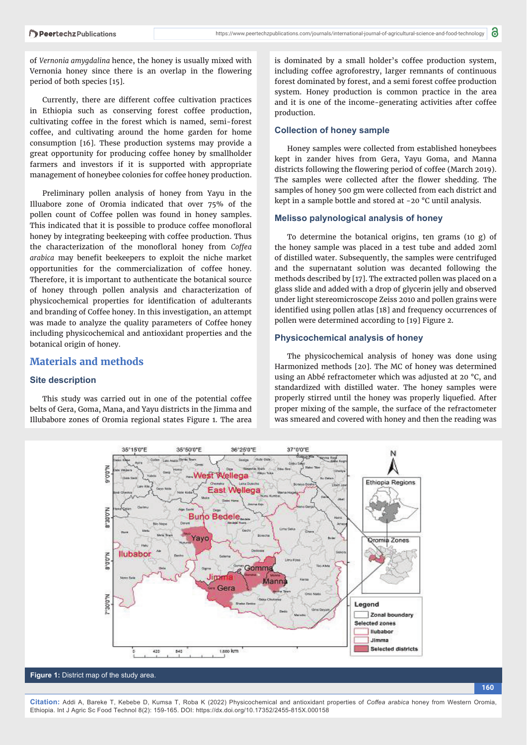of *Vernonia amygdalina* hence, the honey is usually mixed with Vernonia honey since there is an overlap in the flowering period of both species [15].

Currently, there are different coffee cultivation practices in Ethiopia such as conserving forest coffee production, cultivating coffee in the forest which is named, semi-forest coffee, and cultivating around the home garden for home consumption [16]. These production systems may provide a great opportunity for producing coffee honey by smallholder farmers and investors if it is supported with appropriate management of honeybee colonies for coffee honey production.

Preliminary pollen analysis of honey from Yayu in the Illuabore zone of Oromia indicated that over 75% of the pollen count of Coffee pollen was found in honey samples. This indicated that it is possible to produce coffee monofloral honey by integrating beekeeping with coffee production. Thus the characterization of the monofloral honey from *Coffea arabica* may benefit beekeepers to exploit the niche market opportunities for the commercialization of coffee honey. Therefore, it is important to authenticate the botanical source of honey through pollen analysis and characterization of physicochemical properties for identification of adulterants and branding of Coffee honey. In this investigation, an attempt was made to analyze the quality parameters of Coffee honey including physicochemical and antioxidant properties and the botanical origin of honey.

## Materials and methods

### Site description

This study was carried out in one of the potential coffee belts of Gera, Goma, Mana, and Yayu districts in the Jimma and Illubabore zones of Oromia regional states Figure 1. The area is dominated by a small holder's coffee production system, including coffee agroforestry, larger remnants of continuous forest dominated by forest, and a semi forest coffee production system. Honey production is common practice in the area and it is one of the income-generating activities after coffee production.

### Collection of honey sample

Honey samples were collected from established honeybees kept in zander hives from Gera, Yayu Goma, and Manna districts following the flowering period of coffee (March 2019). The samples were collected after the flower shedding. The samples of honey 500 gm were collected from each district and kept in a sample bottle and stored at -20 °C until analysis.

### Melisso palynological analysis of honey

To determine the botanical origins, ten grams (10 g) of the honey sample was placed in a test tube and added 20ml of distilled water. Subsequently, the samples were centrifuged and the supernatant solution was decanted following the methods described by [17]. The extracted pollen was placed on a glass slide and added with a drop of glycerin jelly and observed under light stereomicroscope Zeiss 2010 and pollen grains were identified using pollen atlas [18] and frequency occurrences of pollen were determined according to [19] Figure 2.

### Physicochemical analysis of honey

The physicochemical analysis of honey was done using Harmonized methods [20]. The MC of honey was determined using an Abbé refractometer which was adjusted at 20 °C, and standardized with distilled water. The honey samples were properly stirred until the honey was properly liquefied. After proper mixing of the sample, the surface of the refractometer was smeared and covered with honey and then the reading was

**Figure 1:** District map of the study area.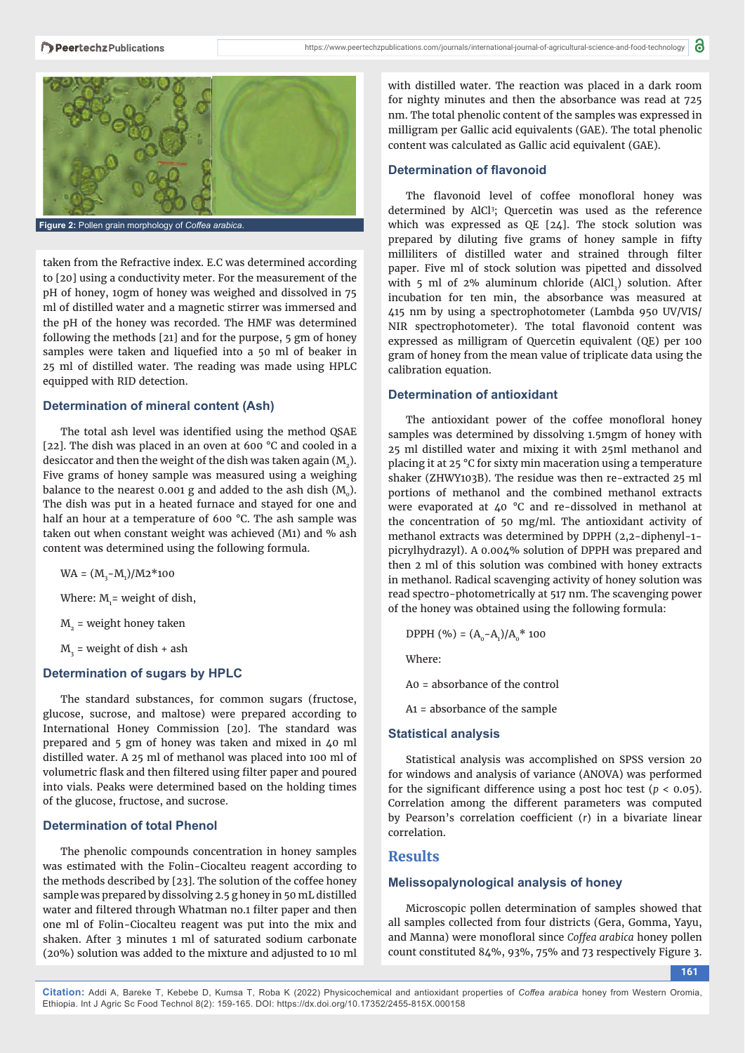Figure 2: Pollen grain morphology of *Coffea arabica*.

taken from the Refractive index. E.C was determined according to [20] using a conductivity meter. For the measurement of the pH of honey, 10gm of honey was weighed and dissolved in 75 ml of distilled water and a magnetic stirrer was immersed and the pH of the honey was recorded. The HMF was determined following the methods [21] and for the purpose, 5 gm of honey samples were taken and liquefied into a 50 ml of beaker in 25 ml of distilled water. The reading was made using HPLC equipped with RID detection.

### Determination of mineral content (Ash)

The total ash level was identified using the method QSAE [22]. The dish was placed in an oven at 600 °C and cooled in a desiccator and then the weight of the dish was taken again ($M_2$). Five grams of honey sample was measured using a weighing balance to the nearest 0.001 g and added to the ash dish ($M_0$). The dish was put in a heated furnace and stayed for one and half an hour at a temperature of 600 °C. The ash sample was taken out when constant weight was achieved (M1) and % ash content was determined using the following formula.

$$WA = (M_3 - M_1)/M2 * 100$$

Where: $M_1$ = weight of dish,

$M_2$ = weight honey taken

$M_3$ = weight of dish + ash

### Determination of sugars by HPLC

The standard substances, for common sugars (fructose, glucose, sucrose, and maltose) were prepared according to International Honey Commission [20]. The standard was prepared and 5 gm of honey was taken and mixed in 40 ml distilled water. A 25 ml of methanol was placed into 100 ml of volumetric flask and then filtered using filter paper and poured into vials. Peaks were determined based on the holding times of the glucose, fructose, and sucrose.

### Determination of total Phenol

The phenolic compounds concentration in honey samples was estimated with the Folin-Ciocalteu reagent according to the methods described by [23]. The solution of the coffee honey sample was prepared by dissolving 2.5 g honey in 50 mL distilled water and filtered through Whatman no.1 filter paper and then one ml of Folin-Ciocalteu reagent was put into the mix and shaken. After 3 minutes 1 ml of saturated sodium carbonate (20%) solution was added to the mixture and adjusted to 10 ml with distilled water. The reaction was placed in a dark room for nighty minutes and then the absorbance was read at 725 nm. The total phenolic content of the samples was expressed in milligram per Gallic acid equivalents (GAE). The total phenolic content was calculated as Gallic acid equivalent (GAE).

### Determination of flavonoid

The flavonoid level of coffee monofloral honey was determined by $AlCl^3$; Quercetin was used as the reference which was expressed as QE [24]. The stock solution was prepared by diluting five grams of honey sample in fifty milliliters of distilled water and strained through filter paper. Five ml of stock solution was pipetted and dissolved with 5 ml of 2% aluminum chloride ($AlCl_3$) solution. After incubation for ten min, the absorbance was measured at 415 nm by using a spectrophotometer (Lambda 950 UV/VIS/NIR spectrophotometer). The total flavonoid content was expressed as milligram of Quercetin equivalent (QE) per 100 gram of honey from the mean value of triplicate data using the calibration equation.

### Determination of antioxidant

The antioxidant power of the coffee monofloral honey samples was determined by dissolving 1.5mgm of honey with 25 ml distilled water and mixing it with 25ml methanol and placing it at 25 °C for sixty min maceration using a temperature shaker (ZHWY103B). The residue was then re-extracted 25 ml portions of methanol and the combined methanol extracts were evaporated at 40 °C and re-dissolved in methanol at the concentration of 50 mg/ml. The antioxidant activity of methanol extracts was determined by DPPH (2,2-diphenyl-1-picrylhydrazyl). A 0.004% solution of DPPH was prepared and then 2 ml of this solution was combined with honey extracts in methanol. Radical scavenging activity of honey solution was read spectro-photometrically at 517 nm. The scavenging power of the honey was obtained using the following formula:

$$DPPH\ (\%) = (A_0 - A_1)/A_0 * 100$$

Where:

A0 = absorbance of the control

A1 = absorbance of the sample

### Statistical analysis

Statistical analysis was accomplished on SPSS version 20 for windows and analysis of variance (ANOVA) was performed for the significant difference using a post hoc test ($p < 0.05$). Correlation among the different parameters was computed by Pearson's correlation coefficient ($r$) in a bivariate linear correlation.

## Results

### Melissopalynological analysis of honey

Microscopic pollen determination of samples showed that all samples collected from four districts (Gera, Gomma, Yayu, and Manna) were monofloral since *Coffea arabica* honey pollen count constituted 84%, 93%, 75% and 73 respectively Figure 3.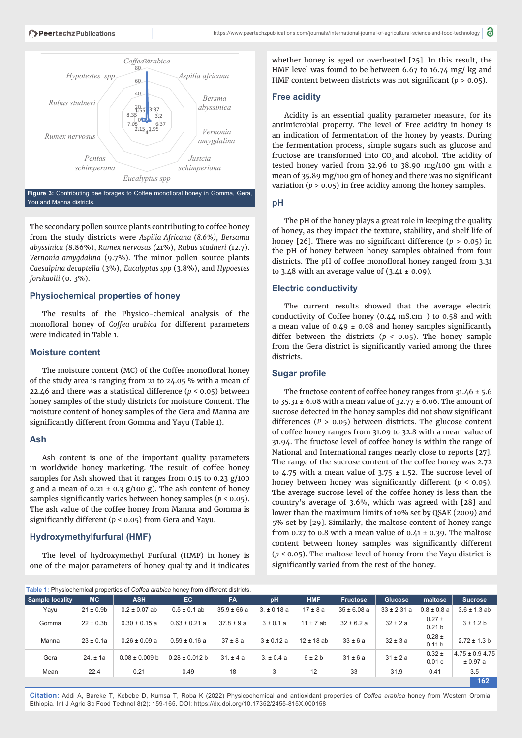Figure 3: Contributing bee forages to Coffee monofloral honey in Gomma, Gera, You and Manna districts.

The secondary pollen source plants contributing to coffee honey from the study districts were *Aspilia Africana (8.6%), Bersama abyssinica* (8.86%), *Rumex nervosus* (21%), *Rubus studneri* (12.7). *Vernonia amygdalina* (9.7%). The minor pollen source plants *Caesalpina decaptella* (3%), *Eucalyptus spp* (3.8%), and *Hypoestes forskaolii* (0. 3%).

## Physiochemical properties of honey

The results of the Physico-chemical analysis of the monofloral honey of *Coffea arabica* for different parameters were indicated in Table 1.

### Moisture content

The moisture content (MC) of the Coffee monofloral honey of the study area is ranging from 21 to 24.05 % with a mean of 22.46 and there was a statistical difference ($p < 0.05$) between honey samples of the study districts for moisture Content. The moisture content of honey samples of the Gera and Manna are significantly different from Gomma and Yayu (Table 1).

### Ash

Ash content is one of the important quality parameters in worldwide honey marketing. The result of coffee honey samples for Ash showed that it ranges from 0.15 to 0.23 g/100 g and a mean of 0.21 ± 0.3 g/100 g). The ash content of honey samples significantly varies between honey samples ($p < 0.05$). The ash value of the coffee honey from Manna and Gomma is significantly different ($p < 0.05$) from Gera and Yayu.

### Hydroxymethylfurfural (HMF)

The level of hydroxymethyl Furfural (HMF) in honey is one of the major parameters of honey quality and it indicates whether honey is aged or overheated [25]. In this result, the HMF level was found to be between 6.67 to 16.74 mg/ kg and HMF content between districts was not significant ($p > 0.05$).

### Free acidity

Acidity is an essential quality parameter measure, for its antimicrobial property. The level of Free acidity in honey is an indication of fermentation of the honey by yeasts. During the fermentation process, simple sugars such as glucose and fructose are transformed into $CO_2$ and alcohol. The acidity of tested honey varied from 32.96 to 38.90 mg/100 gm with a mean of 35.89 mg/100 gm of honey and there was no significant variation ($p > 0.05$) in free acidity among the honey samples.

### pH

The pH of the honey plays a great role in keeping the quality of honey, as they impact the texture, stability, and shelf life of honey [26]. There was no significant difference ($p > 0.05$) in the pH of honey between honey samples obtained from four districts. The pH of coffee monofloral honey ranged from 3.31 to 3.48 with an average value of (3.41 ± 0.09).

### Electric conductivity

The current results showed that the average electric conductivity of Coffee honey (0.44 mS.cm$^{-1}$) to 0.58 and with a mean value of 0.49 ± 0.08 and honey samples significantly differ between the districts ($p < 0.05$). The honey sample from the Gera district is significantly varied among the three districts.

### Sugar profile

The fructose content of coffee honey ranges from 31.46 ± 5.6 to 35.31 ± 6.08 with a mean value of 32.77 ± 6.06. The amount of sucrose detected in the honey samples did not show significant differences ($P > 0.05$) between districts. The glucose content of coffee honey ranges from 31.09 to 32.8 with a mean value of 31.94. The fructose level of coffee honey is within the range of National and International ranges nearly close to reports [27]. The range of the sucrose content of the coffee honey was 2.72 to 4.75 with a mean value of 3.75 ± 1.52. The sucrose level of honey between honey was significantly different ($p < 0.05$). The average sucrose level of the coffee honey is less than the country's average of 3.6%, which was agreed with [28] and lower than the maximum limits of 10% set by QSAE (2009) and 5% set by [29]. Similarly, the maltose content of honey range from 0.27 to 0.8 with a mean value of 0.41 ± 0.39. The maltose content between honey samples was significantly different ($p < 0.05$). The maltose level of honey from the Yayu district is significantly varied from the rest of the honey.

**Table 1:** Physiochemical properties of *Coffea arabica* honey from different districts.

| Sample locality | MC | ASH | EC | FA | pH | HMF | Fructose | Glucose | maltose | Sucrose |
|---|---|---|---|---|---|---|---|---|---|---|
| Yayu | 21 ± 0.9b | 0.2 ± 0.07 ab | 0.5 ± 0.1 ab | 35.9 ± 66 a | 3. ± 0.18 a | 17 ± 8 a | 35 ± 6.08 a | 33 ± 2.31 a | 0.8 ± 0.8 a | 3.6 ± 1.3 ab |
| Gomma | 22 ± 0.3b | 0.30 ± 0.15 a | 0.63 ± 0.21 a | 37.8 ± 9 a | 3 ± 0.1 a | 11 ± 7 ab | 32 ± 6.2 a | 32 ± 2 a | 0.27 ± 0.21 b | 3 ± 1.2 b |
| Manna | 23 ± 0.1a | 0.26 ± 0.09 a | 0.59 ± 0.16 a | 37 ± 8 a | 3 ± 0.12 a | 12 ± 18 ab | 33 ± 6 a | 32 ± 3 a | 0.28 ± 0.11 b | 2.72 ± 1.3 b |
| Gera | 24. ± 1a | 0.08 ± 0.009 b | 0.28 ± 0.012 b | 31. ± 4 a | 3. ± 0.4 a | 6 ± 2 b | 31 ± 6 a | 31 ± 2 a | 0.32 ± 0.01 c | 4.75 ± 0.9 4.75 ± 0.97 a |
| Mean | 22.4 | 0.21 | 0.49 | 18 | 3 | 12 | 33 | 31.9 | 0.41 | 3.5 |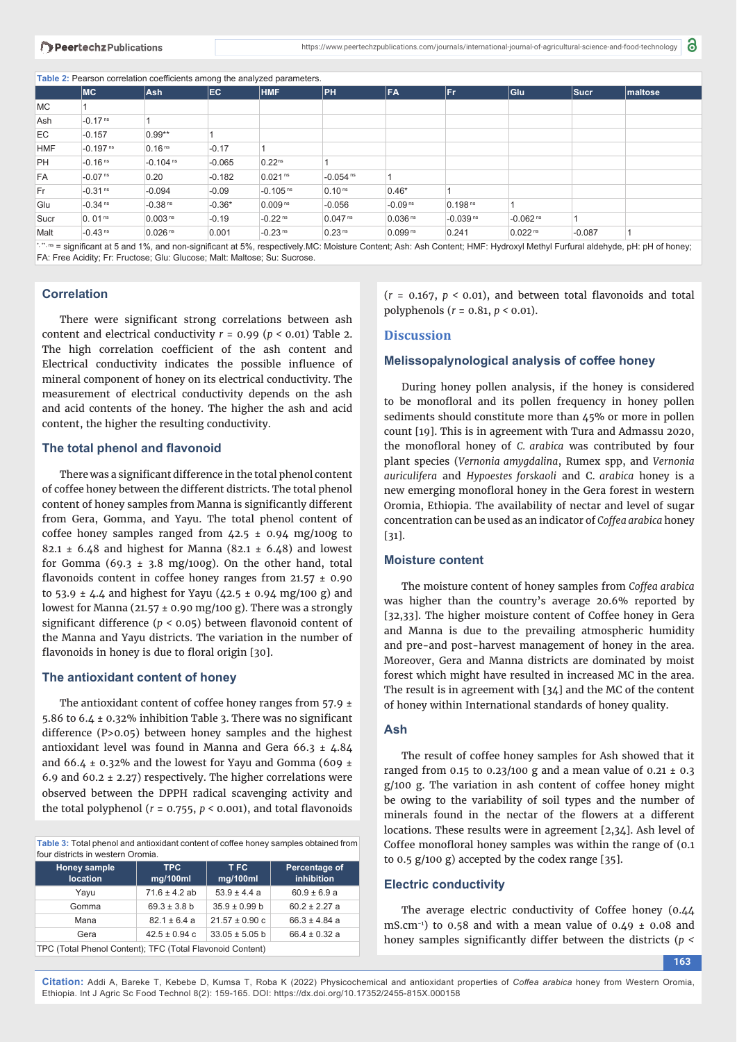Table 2: Pearson correlation coefficients among the analyzed parameters.

| | MC | Ash | EC | HMF | PH | FA | Fr | Glu | Sucr | maltose |
|---|---|---|---|---|---|---|---|---|---|---|
| MC | 1 | | | | | | | | | |
| Ash | -0.17 $^{ns}$ | 1 | | | | | | | | |
| EC | -0.157 | 0.99** | 1 | | | | | | | |
| HMF | -0.197 $^{ns}$ | 0.16 $^{ns}$ | -0.17 | 1 | | | | | | |
| PH | -0.16 $^{ns}$ | -0.104 $^{ns}$ | -0.065 | 0.22 $^{ns}$ | 1 | | | | | |
| FA | -0.07 $^{ns}$ | 0.20 | -0.182 | 0.021 $^{ns}$ | -0.054 $^{ns}$ | 1 | | | | |
| Fr | -0.31 $^{ns}$ | -0.094 | -0.09 | -0.105 $^{ns}$ | 0.10 $^{ns}$ | 0.46* | 1 | | | |
| Glu | -0.34 $^{ns}$ | -0.38 $^{ns}$ | -0.36* | 0.009 $^{ns}$ | -0.056 | -0.09 $^{ns}$ | 0.198 $^{ns}$ | 1 | | |
| Sucr | 0. 01 $^{ns}$ | 0.003 $^{ns}$ | -0.19 | -0.22 $^{ns}$ | 0.047 $^{ns}$ | 0.036 $^{ns}$ | -0.039 $^{ns}$ | -0.062 $^{ns}$ | 1 | |
| Malt | -0.43 $^{ns}$ | 0.026 $^{ns}$ | 0.001 | -0.23 $^{ns}$ | 0.23 $^{ns}$ | 0.099 $^{ns}$ | 0.241 | 0.022 $^{ns}$ | -0.087 | 1 |

*, **, ns = significant at 5 and 1%, and non-significant at 5%, respectively.MC: Moisture Content; Ash: Ash Content; HMF: Hydroxyl Methyl Furfural aldehyde, pH: pH of honey; FA: Free Acidity; Fr: Fructose; Glu: Glucose; Malt: Maltose; Su: Sucrose.

## Correlation

There were significant strong correlations between ash content and electrical conductivity $r = 0.99$ ($p < 0.01$) Table 2. The high correlation coefficient of the ash content and Electrical conductivity indicates the possible influence of mineral component of honey on its electrical conductivity. The measurement of electrical conductivity depends on the ash and acid contents of the honey. The higher the ash and acid content, the higher the resulting conductivity.

## The total phenol and flavonoid

There was a significant difference in the total phenol content of coffee honey between the different districts. The total phenol content of honey samples from Manna is significantly different from Gera, Gomma, and Yayu. The total phenol content of coffee honey samples ranged from 42.5 ± 0.94 mg/100g to 82.1 ± 6.48 and highest for Manna (82.1 ± 6.48) and lowest for Gomma (69.3 ± 3.8 mg/100g). On the other hand, total flavonoids content in coffee honey ranges from 21.57 ± 0.90 to 53.9 ± 4.4 and highest for Yayu (42.5 ± 0.94 mg/100 g) and lowest for Manna (21.57 ± 0.90 mg/100 g). There was a strongly significant difference ($p < 0.05$) between flavonoid content of the Manna and Yayu districts. The variation in the number of flavonoids in honey is due to floral origin [30].

## The antioxidant content of honey

The antioxidant content of coffee honey ranges from 57.9 ± 5.86 to 6.4 ± 0.32% inhibition Table 3. There was no significant difference (P>0.05) between honey samples and the highest antioxidant level was found in Manna and Gera 66.3 ± 4.84 and 66.4 ± 0.32% and the lowest for Yayu and Gomma (609 ± 6.9 and 60.2 ± 2.27) respectively. The higher correlations were observed between the DPPH radical scavenging activity and the total polyphenol ($r = 0.755$, $p < 0.001$), and total flavonoids ($r = 0.167$, $p < 0.01$), and between total flavonoids and total polyphenols ($r = 0.81$, $p < 0.01$).

Table 3: Total phenol and antioxidant content of coffee honey samples obtained from four districts in western Oromia.

| Honey sample location | TPC mg/100ml | T FC mg/100ml | Percentage of inhibition |
|---|---|---|---|
| Yayu | 71.6 ± 4.2 ab | 53.9 ± 4.4 a | 60.9 ± 6.9 a |
| Gomma | 69.3 ± 3.8 b | 35.9 ± 0.99 b | 60.2 ± 2.27 a |
| Mana | 82.1 ± 6.4 a | 21.57 ± 0.90 c | 66.3 ± 4.84 a |
| Gera | 42.5 ± 0.94 c | 33.05 ± 5.05 b | 66.4 ± 0.32 a |

TPC (Total Phenol Content); TFC (Total Flavonoid Content)

# Discussion

## Melissopalynological analysis of coffee honey

During honey pollen analysis, if the honey is considered to be monofloral and its pollen frequency in honey pollen sediments should constitute more than 45% or more in pollen count [19]. This is in agreement with Tura and Admassu 2020, the monofloral honey of *C. arabica* was contributed by four plant species (*Vernonia amygdalina*, Rumex spp, and *Vernonia auriculifera* and *Hypoestes forskaoli* and *C. arabica* honey is a new emerging monofloral honey in the Gera forest in western Oromia, Ethiopia. The availability of nectar and level of sugar concentration can be used as an indicator of *Coffea arabica* honey [31].

## Moisture content

The moisture content of honey samples from *Coffea arabica* was higher than the country's average 20.6% reported by [32,33]. The higher moisture content of Coffee honey in Gera and Manna is due to the prevailing atmospheric humidity and pre-and post-harvest management of honey in the area. Moreover, Gera and Manna districts are dominated by moist forest which might have resulted in increased MC in the area. The result is in agreement with [34] and the MC of the content of honey within International standards of honey quality.

## Ash

The result of coffee honey samples for Ash showed that it ranged from 0.15 to 0.23/100 g and a mean value of 0.21 ± 0.3 g/100 g. The variation in ash content of coffee honey might be owing to the variability of soil types and the number of minerals found in the nectar of the flowers at a different locations. These results were in agreement [2,34]. Ash level of Coffee monofloral honey samples was within the range of (0.1 to 0.5 g/100 g) accepted by the codex range [35].

## Electric conductivity

The average electric conductivity of Coffee honey (0.44 $mS.cm^{-1}$) to 0.58 and with a mean value of 0.49 ± 0.08 and honey samples significantly differ between the districts ($p <$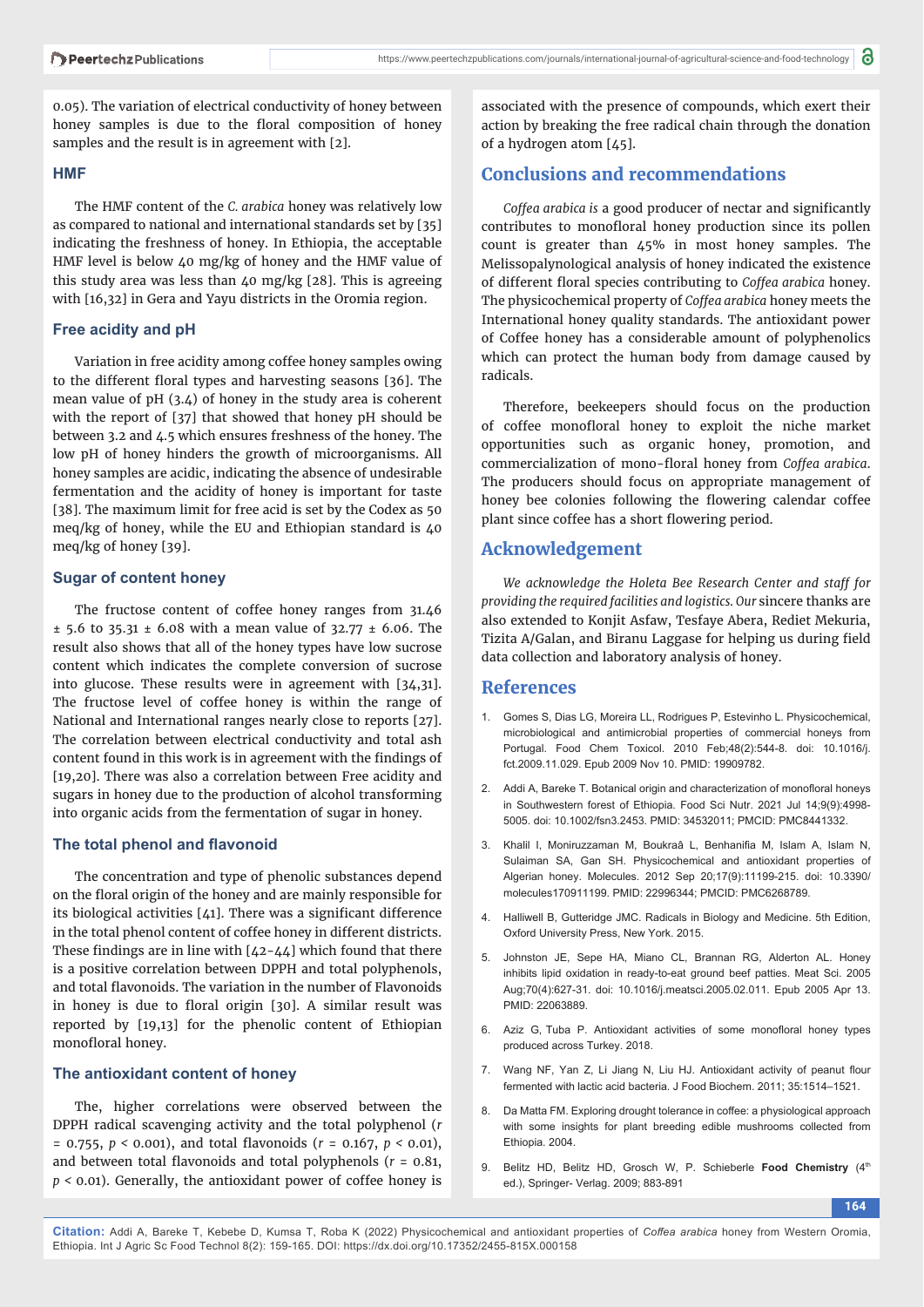0.05). The variation of electrical conductivity of honey between honey samples is due to the floral composition of honey samples and the result is in agreement with [2].

### HMF

The HMF content of the *C. arabica* honey was relatively low as compared to national and international standards set by [35] indicating the freshness of honey. In Ethiopia, the acceptable HMF level is below 40 mg/kg of honey and the HMF value of this study area was less than 40 mg/kg [28]. This is agreeing with [16,32] in Gera and Yayu districts in the Oromia region.

### Free acidity and pH

Variation in free acidity among coffee honey samples owing to the different floral types and harvesting seasons [36]. The mean value of pH (3.4) of honey in the study area is coherent with the report of [37] that showed that honey pH should be between 3.2 and 4.5 which ensures freshness of the honey. The low pH of honey hinders the growth of microorganisms. All honey samples are acidic, indicating the absence of undesirable fermentation and the acidity of honey is important for taste [38]. The maximum limit for free acid is set by the Codex as 50 meq/kg of honey, while the EU and Ethiopian standard is 40 meq/kg of honey [39].

### Sugar of content honey

The fructose content of coffee honey ranges from 31.46 ± 5.6 to 35.31 ± 6.08 with a mean value of 32.77 ± 6.06. The result also shows that all of the honey types have low sucrose content which indicates the complete conversion of sucrose into glucose. These results were in agreement with [34,31]. The fructose level of coffee honey is within the range of National and International ranges nearly close to reports [27]. The correlation between electrical conductivity and total ash content found in this work is in agreement with the findings of [19,20]. There was also a correlation between Free acidity and sugars in honey due to the production of alcohol transforming into organic acids from the fermentation of sugar in honey.

### The total phenol and flavonoid

The concentration and type of phenolic substances depend on the floral origin of the honey and are mainly responsible for its biological activities [41]. There was a significant difference in the total phenol content of coffee honey in different districts. These findings are in line with [42-44] which found that there is a positive correlation between DPPH and total polyphenols, and total flavonoids. The variation in the number of Flavonoids in honey is due to floral origin [30]. A similar result was reported by [19,13] for the phenolic content of Ethiopian monofloral honey.

### The antioxidant content of honey

The, higher correlations were observed between the DPPH radical scavenging activity and the total polyphenol ($r = 0.755$, $p < 0.001$), and total flavonoids ($r = 0.167$, $p < 0.01$), and between total flavonoids and total polyphenols ($r = 0.81$, $p < 0.01$). Generally, the antioxidant power of coffee honey is associated with the presence of compounds, which exert their action by breaking the free radical chain through the donation of a hydrogen atom [45].

## Conclusions and recommendations

*Coffea arabica is* a good producer of nectar and significantly contributes to monofloral honey production since its pollen count is greater than 45% in most honey samples. The Melissopalynological analysis of honey indicated the existence of different floral species contributing to *Coffea arabica* honey. The physicochemical property of *Coffea arabica* honey meets the International honey quality standards. The antioxidant power of Coffee honey has a considerable amount of polyphenolics which can protect the human body from damage caused by radicals.

Therefore, beekeepers should focus on the production of coffee monofloral honey to exploit the niche market opportunities such as organic honey, promotion, and commercialization of mono-floral honey from *Coffea arabica*. The producers should focus on appropriate management of honey bee colonies following the flowering calendar coffee plant since coffee has a short flowering period.

## Acknowledgement

*We acknowledge the Holeta Bee Research Center and staff for providing the required facilities and logistics. Our* sincere thanks are also extended to Konjit Asfaw, Tesfaye Abera, Rediet Mekuria, Tizita A/Galan, and Biranu Laggase for helping us during field data collection and laboratory analysis of honey.

## References

1. Gomes S, Dias LG, Moreira LL, Rodrigues P, Estevinho L. Physicochemical, microbiological and antimicrobial properties of commercial honeys from Portugal. Food Chem Toxicol. 2010 Feb;48(2):544-8. doi: 10.1016/j.fct.2009.11.029. Epub 2009 Nov 10. PMID: 19909782.
2. Addi A, Bareke T. Botanical origin and characterization of monofloral honeys in Southwestern forest of Ethiopia. Food Sci Nutr. 2021 Jul 14;9(9):4998-5005. doi: 10.1002/fsn3.2453. PMID: 34532011; PMCID: PMC8441332.
3. Khalil I, Moniruzzaman M, Boukraâ L, Benhanifia M, Islam A, Islam N, Sulaiman SA, Gan SH. Physicochemical and antioxidant properties of Algerian honey. Molecules. 2012 Sep 20;17(9):11199-215. doi: 10.3390/molecules170911199. PMID: 22996344; PMCID: PMC6268789.
4. Halliwell B, Gutteridge JMC. Radicals in Biology and Medicine. 5th Edition, Oxford University Press, New York. 2015.
5. Johnston JE, Sepe HA, Miano CL, Brannan RG, Alderton AL. Honey inhibits lipid oxidation in ready-to-eat ground beef patties. Meat Sci. 2005 Aug;70(4):627-31. doi: 10.1016/j.meatsci.2005.02.011. Epub 2005 Apr 13. PMID: 22063889.
6. Aziz G, Tuba P. Antioxidant activities of some monofloral honey types produced across Turkey. 2018.
7. Wang NF, Yan Z, Li Jiang N, Liu HJ. Antioxidant activity of peanut flour fermented with lactic acid bacteria. J Food Biochem. 2011; 35:1514–1521.
8. Da Matta FM. Exploring drought tolerance in coffee: a physiological approach with some insights for plant breeding edible mushrooms collected from Ethiopia. 2004.
9. Belitz HD, Belitz HD, Grosch W, P. Schieberle **Food Chemistry** (4th ed.), Springer- Verlag. 2009; 883-891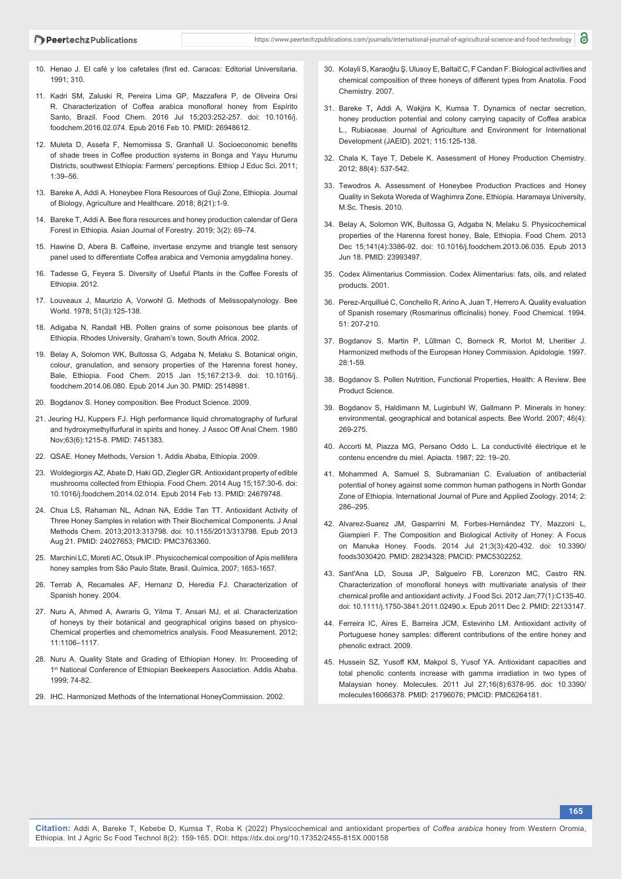10. Henao J. El café y los cafetales (first ed. Caracas: Editorial Universitaria. 1991; 310.

11. Kadri SM, Zaluski R, Pereira Lima GP, Mazzafera P, de Oliveira Orsi R. Characterization of Coffea arabica monofloral honey from Espírito Santo, Brazil. Food Chem. 2016 Jul 15;203:252-257. doi: 10.1016/j.foodchem.2016.02.074. Epub 2016 Feb 10. PMID: 26948612.

12. Muleta D, Assefa F, Nemomissa S, Granhall U. Socioeconomic benefits of shade trees in Coffee production systems in Bonga and Yayu Hurumu Districts, southwest Ethiopia: Farmers' perceptions. Ethiop J Educ Sci. 2011; 1:39–56.

13. Bareke A, Addi A. Honeybee Flora Resources of Guji Zone, Ethiopia. Journal of Biology, Agriculture and Healthcare. 2018; 8(21):1-9.

14. Bareke T, Addi A. Bee flora resources and honey production calendar of Gera Forest in Ethiopia. Asian Journal of Forestry. 2019; 3(2): 69–74.

15. Hawine D, Abera B. Caffeine, invertase enzyme and triangle test sensory panel used to differentiate Coffea arabica and Vernonia amygdalina honey.

16. Tadesse G, Feyera S. Diversity of Useful Plants in the Coffee Forests of Ethiopia. 2012.

17. Louveaux J, Maurizio A, Vorwohl G. Methods of Melissopalynology. Bee World. 1978; 51(3):125-138.

18. Adigaba N, Randall HB. Pollen grains of some poisonous bee plants of Ethiopia. Rhodes University, Graham's town, South Africa. 2002.

19. Belay A, Solomon WK, Bultossa G, Adgaba N, Melaku S. Botanical origin, colour, granulation, and sensory properties of the Harenna forest honey, Bale, Ethiopia. Food Chem. 2015 Jan 15;167:213-9. doi: 10.1016/j.foodchem.2014.06.080. Epub 2014 Jun 30. PMID: 25148981.

20. Bogdanov S. Honey composition. Bee Product Science. 2009.

21. Jeuring HJ, Kuppers FJ. High performance liquid chromatography of furfural and hydroxymethylfurfural in spirits and honey. J Assoc Off Anal Chem. 1980 Nov;63(6):1215-8. PMID: 7451383.

22. QSAE. Honey Methods, Version 1. Addis Ababa, Ethiopia. 2009.

23. Woldegiorgis AZ, Abate D, Haki GD, Ziegler GR. Antioxidant property of edible mushrooms collected from Ethiopia. Food Chem. 2014 Aug 15;157:30-6. doi: 10.1016/j.foodchem.2014.02.014. Epub 2014 Feb 13. PMID: 24679748.

24. Chua LS, Rahaman NL, Adnan NA, Eddie Tan TT. Antioxidant Activity of Three Honey Samples in relation with Their Biochemical Components. J Anal Methods Chem. 2013;2013:313798. doi: 10.1155/2013/313798. Epub 2013 Aug 21. PMID: 24027653; PMCID: PMC3763360.

25. Marchini LC, Moreti AC, Otsuk IP . Physicochemical composition of Apis mellifera honey samples from São Paulo State, Brasil. Química, 2007; 1653-1657.

26. Terrab A, Recamales AF, Hernanz D, Heredia FJ. Characterization of Spanish honey. 2004.

27. Nuru A, Ahmed A, Awraris G, Yilma T, Ansari MJ, et al. Characterization of honeys by their botanical and geographical origins based on physico-Chemical properties and chemometrics analysis. Food Measurement. 2012; 11:1106–1117.

28. Nuru A. Quality State and Grading of Ethiopian Honey. In: Proceeding of 1st National Conference of Ethiopian Beekeepers Association. Addis Ababa. 1999; 74-82.

29. IHC. Harmonized Methods of the International HoneyCommission. 2002.

30. Kolayli S, Karaoğlu Ş, Ulusoy E, Baltač C, F Candan F. Biological activities and chemical composition of three honeys of different types from Anatolia. Food Chemistry. 2007.

31. Bareke T, Addi A, Wakjira K, Kumsa T. Dynamics of nectar secretion, honey production potential and colony carrying capacity of Coffea arabica L., Rubiaceae. Journal of Agriculture and Environment for International Development (JAEID). 2021; 115:125-138.

32. Chala K, Taye T, Debele K. Assessment of Honey Production Chemistry. 2012; 88(4): 537-542.

33. Tewodros A. Assessment of Honeybee Production Practices and Honey Quality in Sekota Woreda of Waghimra Zone, Ethiopia. Haramaya University, M.Sc. Thesis. 2010.

34. Belay A, Solomon WK, Bultossa G, Adgaba N, Melaku S. Physicochemical properties of the Harenna forest honey, Bale, Ethiopia. Food Chem. 2013 Dec 15;141(4):3386-92. doi: 10.1016/j.foodchem.2013.06.035. Epub 2013 Jun 18. PMID: 23993497.

35. Codex Alimentarius Commission. Codex Alimentarius: fats, oils, and related products. 2001.

36. Perez-Arquillué C, Conchello R, Arino A, Juan T, Herrero A. Quality evaluation of Spanish rosemary (Rosmarinus officinalis) honey. Food Chemical. 1994. 51: 207-210.

37. Bogdanov S, Martin P, Lûllman C, Borneck R, Morlot M, Lheritier J. Harmonized methods of the European Honey Commission. Apidologie. 1997. 28:1-59.

38. Bogdanov S. Pollen Nutrition, Functional Properties, Health: A Review. Bee Product Science.

39. Bogdanov S, Haldimann M, Luginbuhl W, Gallmann P. Minerals in honey: environmental, geographical and botanical aspects. Bee World. 2007; 46(4): 269-275.

40. Accorti M, Piazza MG, Persano Oddo L. La conductivité électrique et le contenu encendre du miel. Apiacta. 1987; 22: 19–20.

41. Mohammed A, Samuel S, Subramanian C. Evaluation of antibacterial potential of honey against some common human pathogens in North Gondar Zone of Ethiopia. International Journal of Pure and Applied Zoology. 2014; 2: 286–295.

42. Alvarez-Suarez JM, Gasparrini M, Forbes-Hernández TY, Mazzoni L, Giampieri F. The Composition and Biological Activity of Honey: A Focus on Manuka Honey. Foods. 2014 Jul 21;3(3):420-432. doi: 10.3390/foods3030420. PMID: 28234328; PMCID: PMC5302252.

43. Sant'Ana LD, Sousa JP, Salgueiro FB, Lorenzon MC, Castro RN. Characterization of monofloral honeys with multivariate analysis of their chemical profile and antioxidant activity. J Food Sci. 2012 Jan;77(1):C135-40. doi: 10.1111/j.1750-3841.2011.02490.x. Epub 2011 Dec 2. PMID: 22133147.

44. Ferreira IC, Aires E, Barreira JCM, Estevinho LM. Antioxidant activity of Portuguese honey samples: different contributions of the entire honey and phenolic extract. 2009.

45. Hussein SZ, Yusoff KM, Makpol S, Yusof YA. Antioxidant capacities and total phenolic contents increase with gamma irradiation in two types of Malaysian honey. Molecules. 2011 Jul 27;16(8):6378-95. doi: 10.3390/molecules16066378. PMID: 21796076; PMCID: PMC6264181.